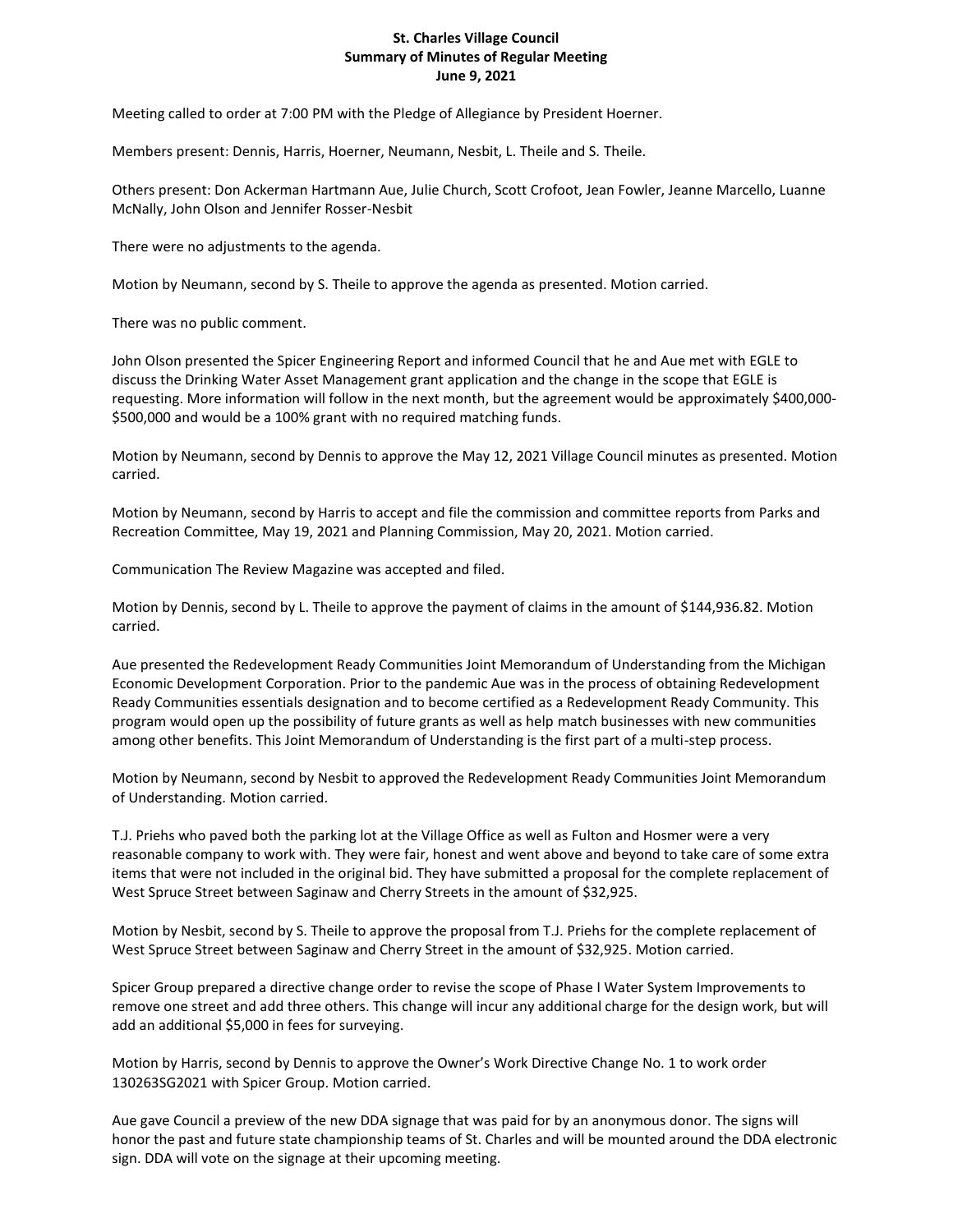**St. Charles Village Council**
**Summary of Minutes of Regular Meeting**
**June 9, 2021**

Meeting called to order at 7:00 PM with the Pledge of Allegiance by President Hoerner.

Members present: Dennis, Harris, Hoerner, Neumann, Nesbit, L. Theile and S. Theile.

Others present: Don Ackerman Hartmann Aue, Julie Church, Scott Crofoot, Jean Fowler, Jeanne Marcello, Luanne McNally, John Olson and Jennifer Rosser-Nesbit

There were no adjustments to the agenda.

Motion by Neumann, second by S. Theile to approve the agenda as presented. Motion carried.

There was no public comment.

John Olson presented the Spicer Engineering Report and informed Council that he and Aue met with EGLE to discuss the Drinking Water Asset Management grant application and the change in the scope that EGLE is requesting. More information will follow in the next month, but the agreement would be approximately $400,000-$500,000 and would be a 100% grant with no required matching funds.

Motion by Neumann, second by Dennis to approve the May 12, 2021 Village Council minutes as presented. Motion carried.

Motion by Neumann, second by Harris to accept and file the commission and committee reports from Parks and Recreation Committee, May 19, 2021 and Planning Commission, May 20, 2021. Motion carried.

Communication The Review Magazine was accepted and filed.

Motion by Dennis, second by L. Theile to approve the payment of claims in the amount of $144,936.82. Motion carried.

Aue presented the Redevelopment Ready Communities Joint Memorandum of Understanding from the Michigan Economic Development Corporation. Prior to the pandemic Aue was in the process of obtaining Redevelopment Ready Communities essentials designation and to become certified as a Redevelopment Ready Community. This program would open up the possibility of future grants as well as help match businesses with new communities among other benefits. This Joint Memorandum of Understanding is the first part of a multi-step process.

Motion by Neumann, second by Nesbit to approved the Redevelopment Ready Communities Joint Memorandum of Understanding. Motion carried.

T.J. Priehs who paved both the parking lot at the Village Office as well as Fulton and Hosmer were a very reasonable company to work with. They were fair, honest and went above and beyond to take care of some extra items that were not included in the original bid. They have submitted a proposal for the complete replacement of West Spruce Street between Saginaw and Cherry Streets in the amount of $32,925.

Motion by Nesbit, second by S. Theile to approve the proposal from T.J. Priehs for the complete replacement of West Spruce Street between Saginaw and Cherry Street in the amount of $32,925. Motion carried.

Spicer Group prepared a directive change order to revise the scope of Phase I Water System Improvements to remove one street and add three others. This change will incur any additional charge for the design work, but will add an additional $5,000 in fees for surveying.

Motion by Harris, second by Dennis to approve the Owner's Work Directive Change No. 1 to work order 130263SG2021 with Spicer Group. Motion carried.

Aue gave Council a preview of the new DDA signage that was paid for by an anonymous donor. The signs will honor the past and future state championship teams of St. Charles and will be mounted around the DDA electronic sign. DDA will vote on the signage at their upcoming meeting.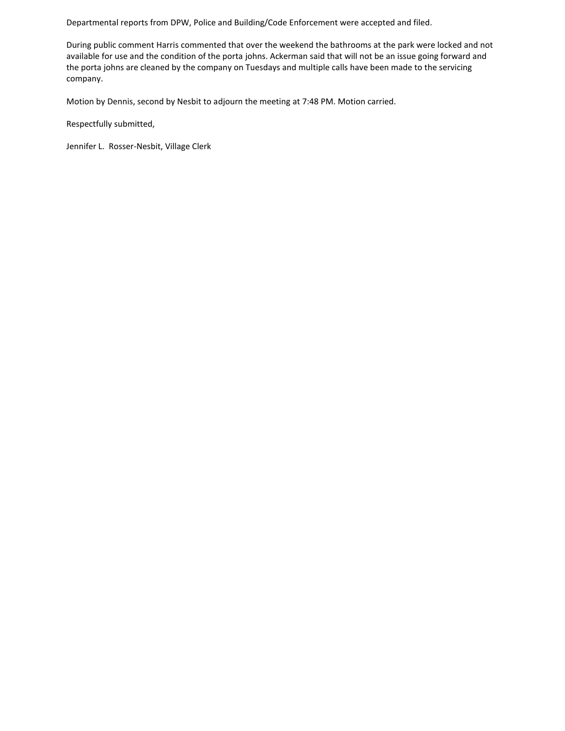Departmental reports from DPW, Police and Building/Code Enforcement were accepted and filed.

During public comment Harris commented that over the weekend the bathrooms at the park were locked and not available for use and the condition of the porta johns. Ackerman said that will not be an issue going forward and the porta johns are cleaned by the company on Tuesdays and multiple calls have been made to the servicing company.

Motion by Dennis, second by Nesbit to adjourn the meeting at 7:48 PM. Motion carried.

Respectfully submitted,

Jennifer L. Rosser-Nesbit, Village Clerk